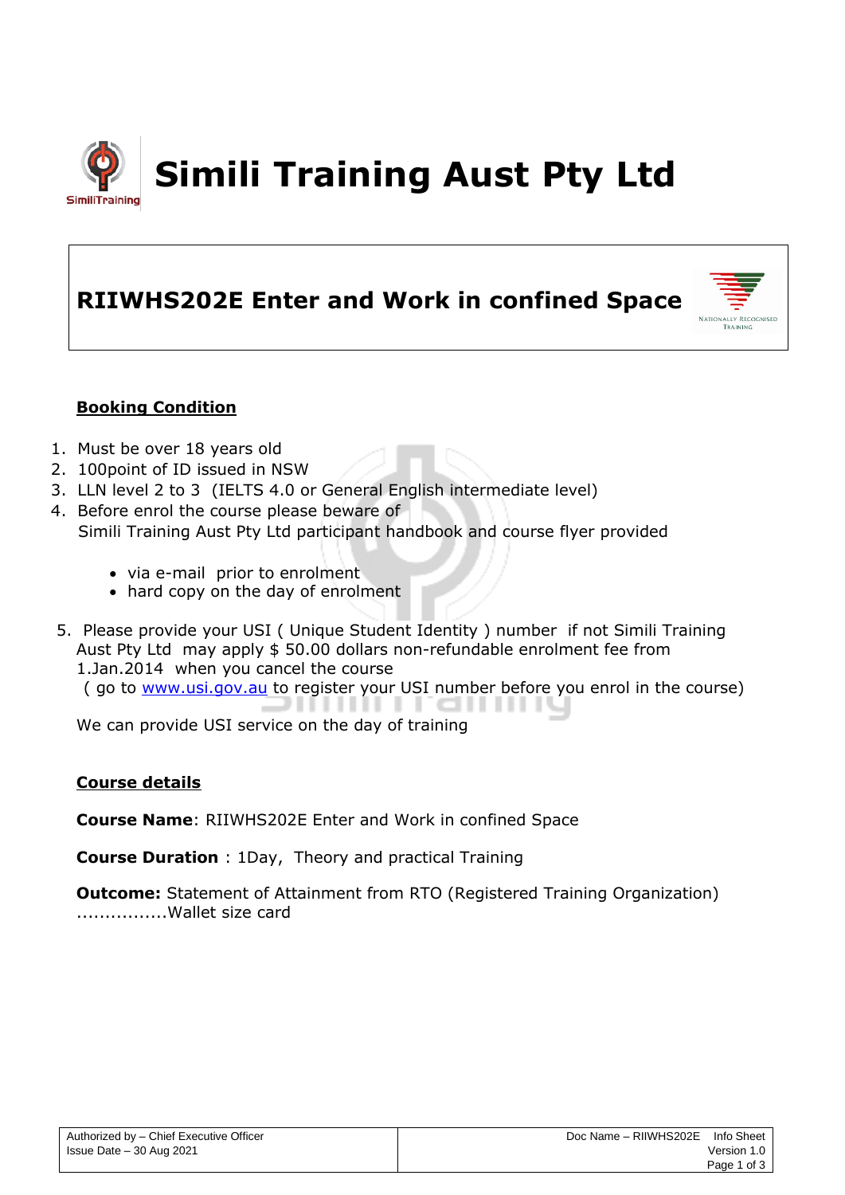# Simili Training Aust Pty Ltd

## RIIWHS202E Enter and Work in confined Space

**Booking Condition**

1. Must be over 18 years old
2. 100point of ID issued in NSW
3. LLN level 2 to 3 (IELTS 4.0 or General English intermediate level)
4. Before enrol the course please beware of
   Simili Training Aust Pty Ltd participant handbook and course flyer provided
   - via e-mail prior to enrolment
   - hard copy on the day of enrolment
5. Please provide your USI ( Unique Student Identity ) number if not Simili Training Aust Pty Ltd may apply $ 50.00 dollars non-refundable enrolment fee from 1.Jan.2014 when you cancel the course
   ( go to www.usi.gov.au to register your USI number before you enrol in the course)

   We can provide USI service on the day of training

**Course details**

**Course Name**: RIIWHS202E Enter and Work in confined Space

**Course Duration** : 1Day, Theory and practical Training

**Outcome:** Statement of Attainment from RTO (Registered Training Organization) ................Wallet size card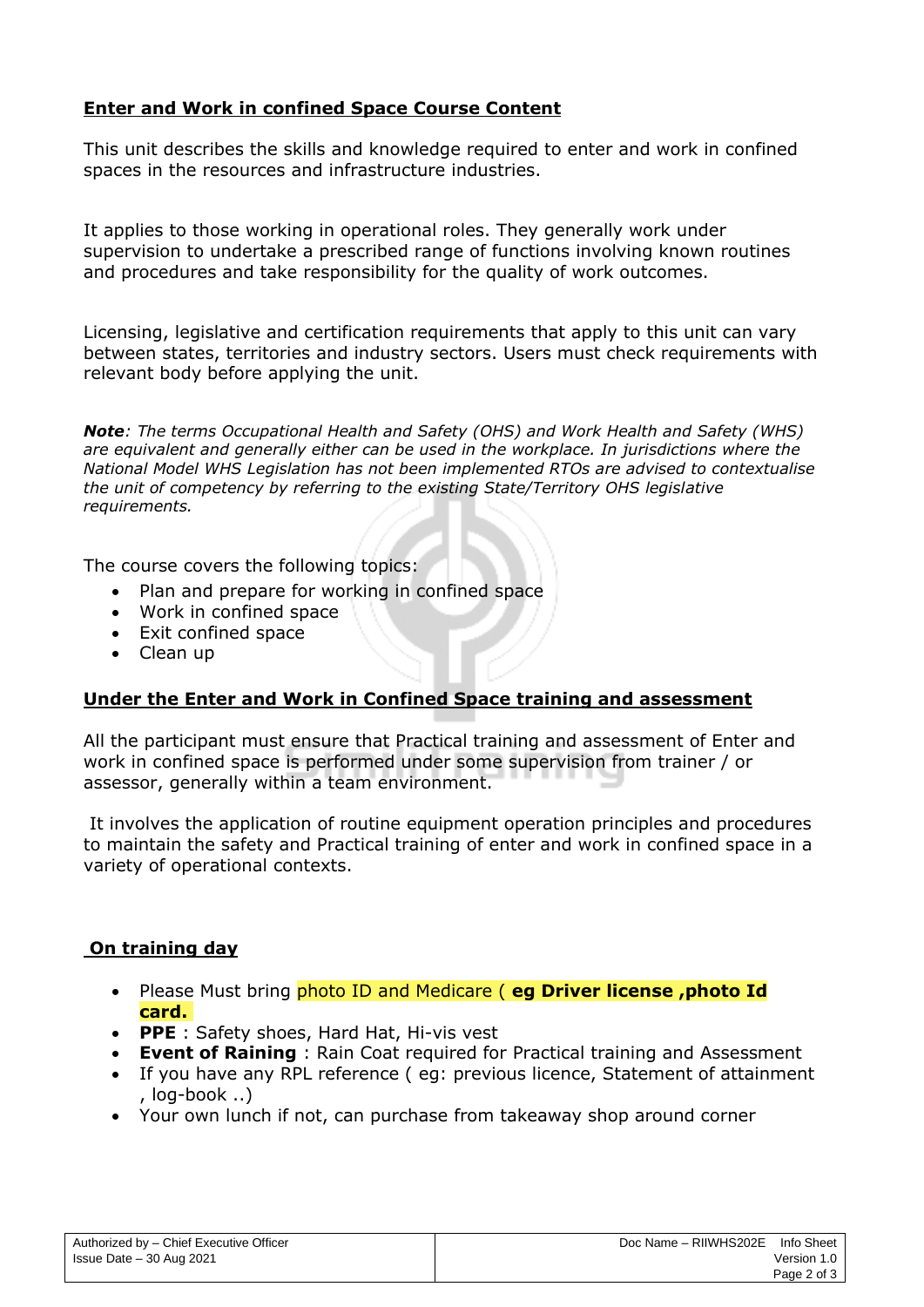## Enter and Work in confined Space Course Content

This unit describes the skills and knowledge required to enter and work in confined spaces in the resources and infrastructure industries.

It applies to those working in operational roles. They generally work under supervision to undertake a prescribed range of functions involving known routines and procedures and take responsibility for the quality of work outcomes.

Licensing, legislative and certification requirements that apply to this unit can vary between states, territories and industry sectors. Users must check requirements with relevant body before applying the unit.

***Note**: The terms Occupational Health and Safety (OHS) and Work Health and Safety (WHS) are equivalent and generally either can be used in the workplace. In jurisdictions where the National Model WHS Legislation has not been implemented RTOs are advised to contextualise the unit of competency by referring to the existing State/Territory OHS legislative requirements.*

The course covers the following topics:

- Plan and prepare for working in confined space
- Work in confined space
- Exit confined space
- Clean up

## Under the Enter and Work in Confined Space training and assessment

All the participant must ensure that Practical training and assessment of Enter and work in confined space is performed under some supervision from trainer / or assessor, generally within a team environment.

It involves the application of routine equipment operation principles and procedures to maintain the safety and Practical training of enter and work in confined space in a variety of operational contexts.

## On training day

- Please Must bring photo ID and Medicare ( **eg Driver license ,photo Id card.**
- **PPE** : Safety shoes, Hard Hat, Hi-vis vest
- **Event of Raining** : Rain Coat required for Practical training and Assessment
- If you have any RPL reference ( eg: previous licence, Statement of attainment , log-book ..)
- Your own lunch if not, can purchase from takeaway shop around corner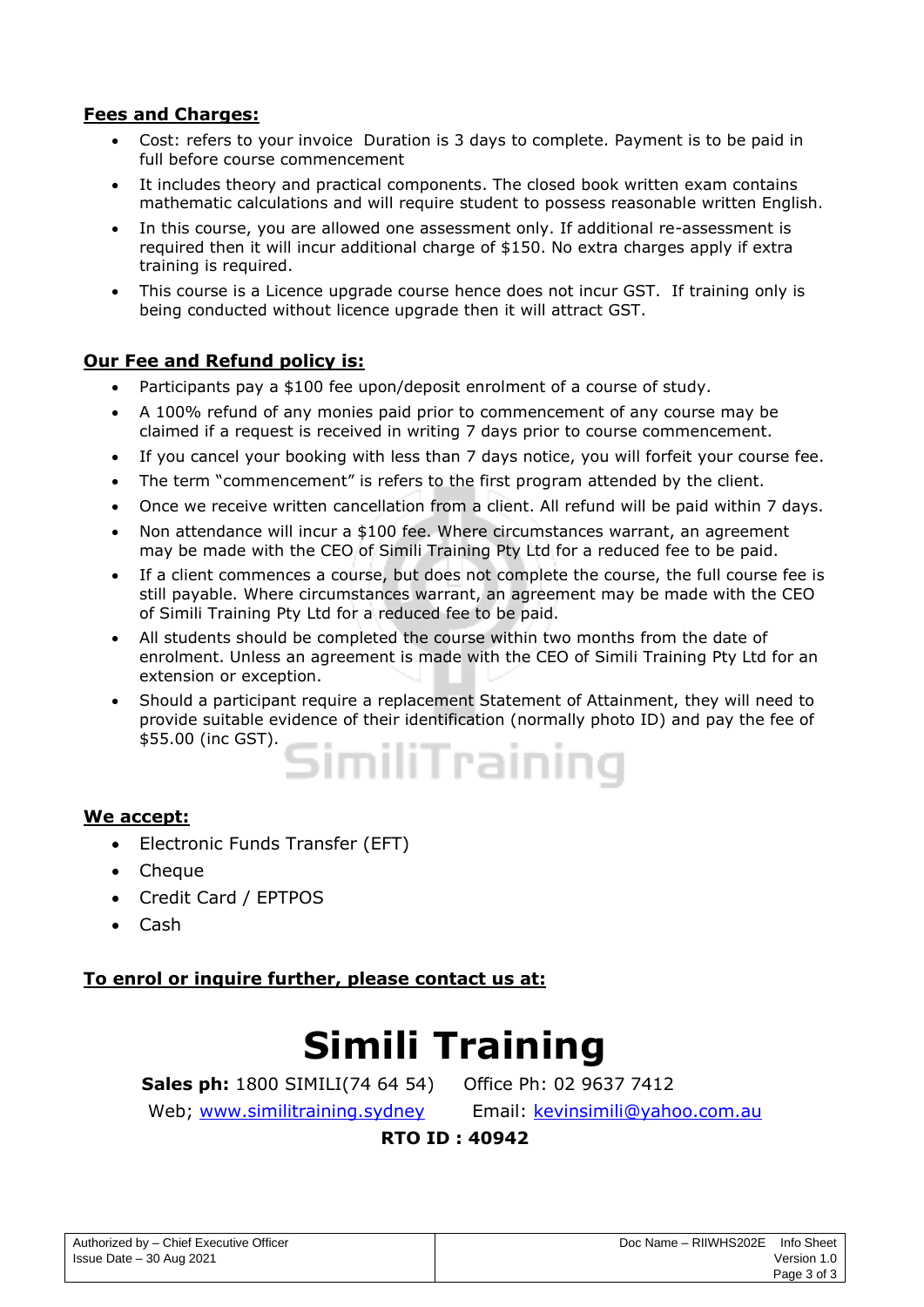**Fees and Charges:**

- Cost: refers to your invoice  Duration is 3 days to complete. Payment is to be paid in full before course commencement
- It includes theory and practical components. The closed book written exam contains mathematic calculations and will require student to possess reasonable written English.
- In this course, you are allowed one assessment only. If additional re-assessment is required then it will incur additional charge of $150. No extra charges apply if extra training is required.
- This course is a Licence upgrade course hence does not incur GST.  If training only is being conducted without licence upgrade then it will attract GST.

**Our Fee and Refund policy is:**

- Participants pay a $100 fee upon/deposit enrolment of a course of study.
- A 100% refund of any monies paid prior to commencement of any course may be claimed if a request is received in writing 7 days prior to course commencement.
- If you cancel your booking with less than 7 days notice, you will forfeit your course fee.
- The term "commencement" is refers to the first program attended by the client.
- Once we receive written cancellation from a client. All refund will be paid within 7 days.
- Non attendance will incur a $100 fee. Where circumstances warrant, an agreement may be made with the CEO of Simili Training Pty Ltd for a reduced fee to be paid.
- If a client commences a course, but does not complete the course, the full course fee is still payable. Where circumstances warrant, an agreement may be made with the CEO of Simili Training Pty Ltd for a reduced fee to be paid.
- All students should be completed the course within two months from the date of enrolment. Unless an agreement is made with the CEO of Simili Training Pty Ltd for an extension or exception.
- Should a participant require a replacement Statement of Attainment, they will need to provide suitable evidence of their identification (normally photo ID) and pay the fee of $55.00 (inc GST).

**We accept:**

- Electronic Funds Transfer (EFT)
- Cheque
- Credit Card / EPTPOS
- Cash

**To enrol or inquire further, please contact us at:**

# Simili Training

**Sales ph:** 1800 SIMILI(74 64 54)    Office Ph: 02 9637 7412

Web; www.similitraining.sydney    Email: kevinsimili@yahoo.com.au

**RTO ID : 40942**

| | |
|---|---|
| Authorized by – Chief Executive Officer<br>Issue Date – 30 Aug 2021 | Doc Name – RIIWHS202E Info Sheet<br>Version 1.0 |